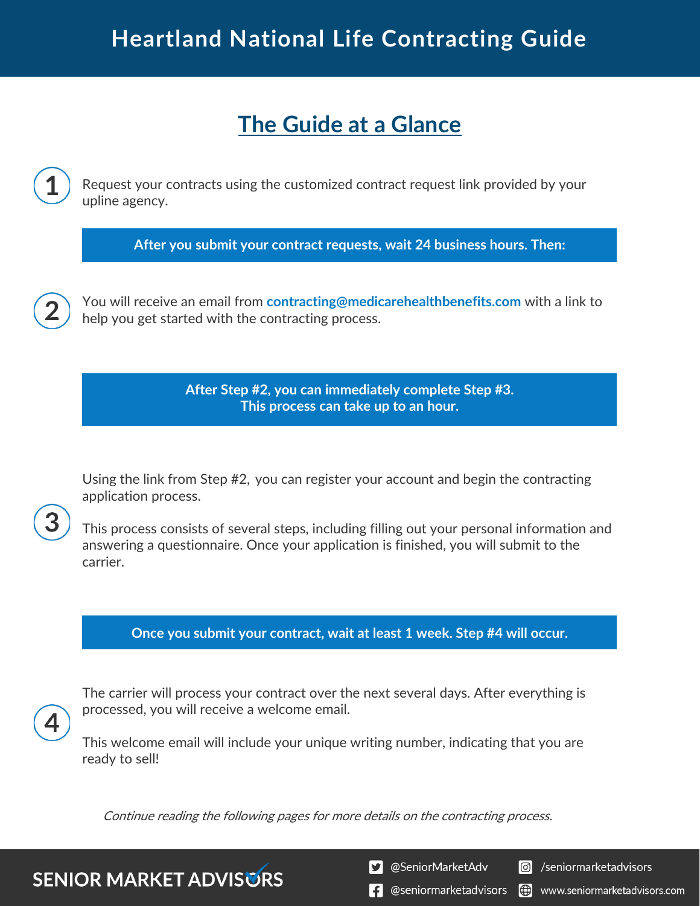# Heartland National Life Contracting Guide

## The Guide at a Glance

**1** Request your contracts using the customized contract request link provided by your upline agency.

**After you submit your contract requests, wait 24 business hours. Then:**

**2** You will receive an email from **contracting@medicarehealthbenefits.com** with a link to help you get started with the contracting process.

**After Step #2, you can immediately complete Step #3.**
**This process can take up to an hour.**

**3** Using the link from Step #2, you can register your account and begin the contracting application process.

This process consists of several steps, including filling out your personal information and answering a questionnaire. Once your application is finished, you will submit to the carrier.

**Once you submit your contract, wait at least 1 week. Step #4 will occur.**

**4** The carrier will process your contract over the next several days. After everything is processed, you will receive a welcome email.

This welcome email will include your unique writing number, indicating that you are ready to sell!

*Continue reading the following pages for more details on the contracting process.*

SENIOR MARKET ADVISORS

@SeniorMarketAdv | /seniormarketadvisors | @seniormarketadvisors | www.seniormarketadvisors.com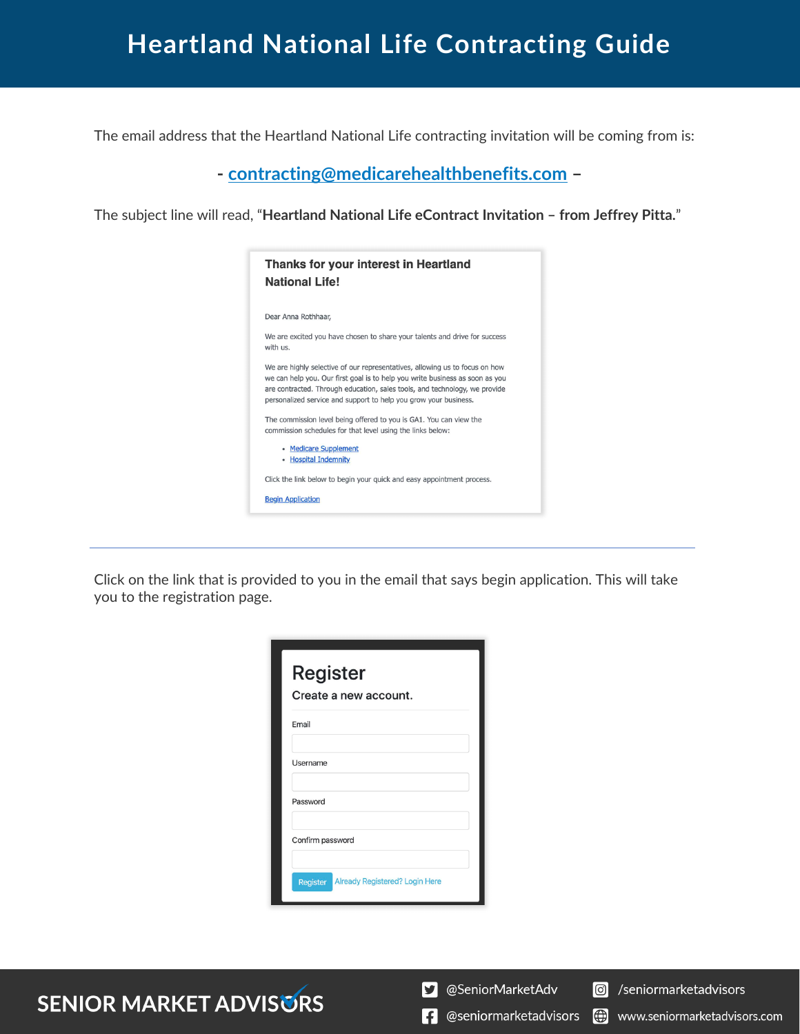# Heartland National Life Contracting Guide

The email address that the Heartland National Life contracting invitation will be coming from is:

**- contracting@medicarehealthbenefits.com –**

The subject line will read, "**Heartland National Life eContract Invitation – from Jeffrey Pitta.**"

**Thanks for your interest in Heartland National Life!**

Dear Anna Rothhaar,

We are excited you have chosen to share your talents and drive for success with us.

We are highly selective of our representatives, allowing us to focus on how we can help you. Our first goal is to help you write business as soon as you are contracted. Through education, sales tools, and technology, we provide personalized service and support to help you grow your business.

The commission level being offered to you is GA1. You can view the commission schedules for that level using the links below:

- Medicare Supplement
- Hospital Indemnity

Click the link below to begin your quick and easy appointment process.

Begin Application

---

Click on the link that is provided to you in the email that says begin application. This will take you to the registration page.

**Register**

Create a new account.

Email

Username

Password

Confirm password

Register | Already Registered? Login Here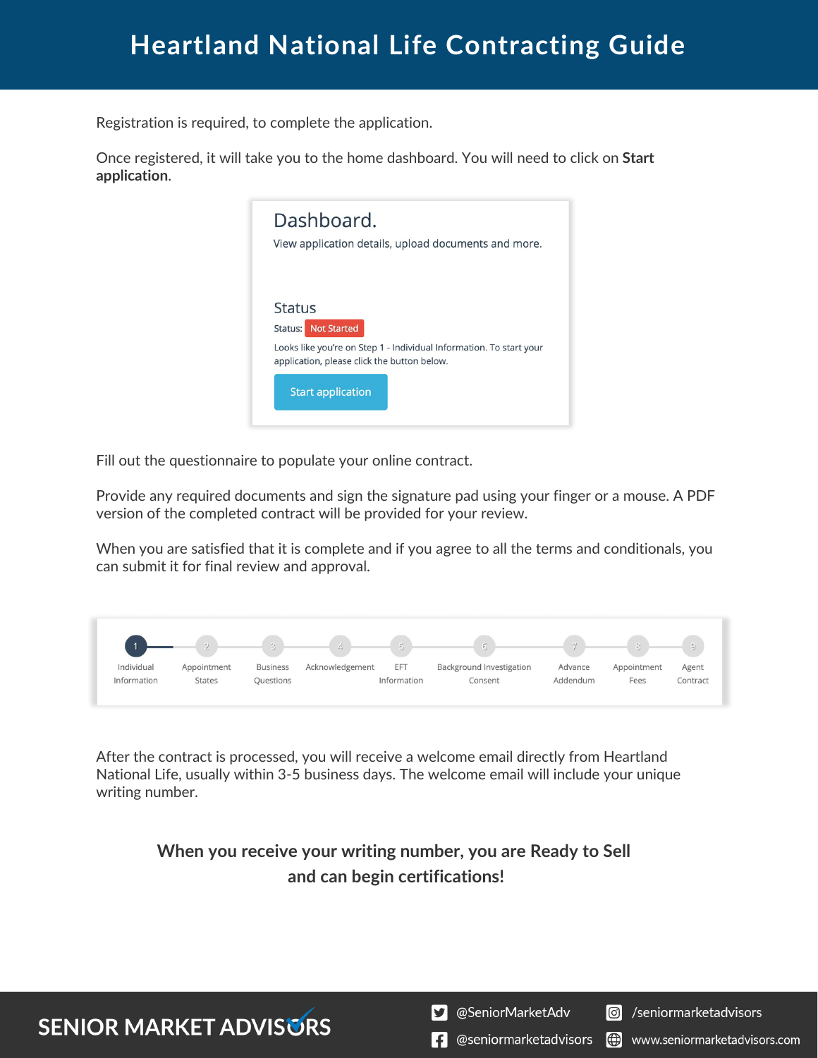Registration is required, to complete the application.

Once registered, it will take you to the home dashboard. You will need to click on **Start application**.

Dashboard.

View application details, upload documents and more.

Status

Status: Not Started

Looks like you're on Step 1 - Individual Information. To start your application, please click the button below.

Start application

Fill out the questionnaire to populate your online contract.

Provide any required documents and sign the signature pad using your finger or a mouse. A PDF version of the completed contract will be provided for your review.

When you are satisfied that it is complete and if you agree to all the terms and conditionals, you can submit it for final review and approval.

1 Individual Information
2 Appointment States
3 Business Questions
4 Acknowledgement
5 EFT Information
6 Background Investigation Consent
7 Advance Addendum
8 Appointment Fees
9 Agent Contract

After the contract is processed, you will receive a welcome email directly from Heartland National Life, usually within 3-5 business days. The welcome email will include your unique writing number.

**When you receive your writing number, you are Ready to Sell and can begin certifications!**